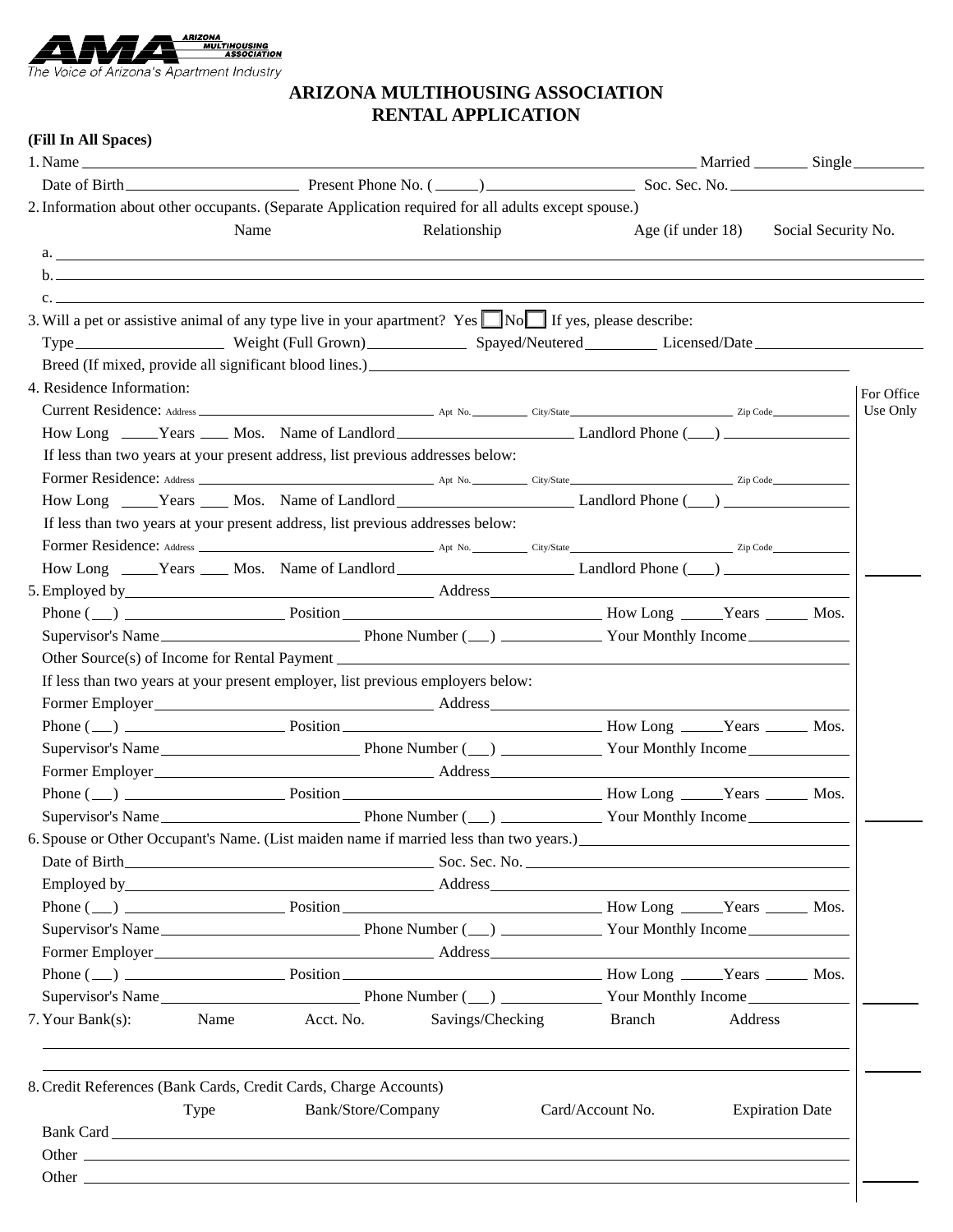ARIZONA MULTIHOUSING ASSOCIATION
The Voice of Arizona's Apartment Industry

# ARIZONA MULTIHOUSING ASSOCIATION
# RENTAL APPLICATION

**(Fill In All Spaces)**

1. Name ______________________________ Married _______ Single _________
   Date of Birth ____________ Present Phone No. (_____) ____________ Soc. Sec. No. ____________

2. Information about other occupants. (Separate Application required for all adults except spouse.)

| | Name | Relationship | Age (if under 18) | Social Security No. |
|---|---|---|---|---|
| a. | | | | |
| b. | | | | |
| c. | | | | |

3. Will a pet or assistive animal of any type live in your apartment? Yes ☐ No ☐ If yes, please describe:
   Type ____________ Weight (Full Grown) ____________ Spayed/Neutered ________ Licensed/Date ____________
   Breed (If mixed, provide all significant blood lines.) ______________________________

4. Residence Information:
   Current Residence: Address ____________ Apt No. ______ City/State ____________ Zip Code ______
   How Long _____Years ____ Mos. Name of Landlord ____________ Landlord Phone (___) ____________
   If less than two years at your present address, list previous addresses below:
   Former Residence: Address ____________ Apt No. ______ City/State ____________ Zip Code ______
   How Long _____Years ____ Mos. Name of Landlord ____________ Landlord Phone (___) ____________
   If less than two years at your present address, list previous addresses below:
   Former Residence: Address ____________ Apt No. ______ City/State ____________ Zip Code ______
   How Long _____Years ____ Mos. Name of Landlord ____________ Landlord Phone (___) ____________

5. Employed by ______________________________ Address ______________________________
   Phone (___) ____________ Position ____________ How Long _____Years _____ Mos.
   Supervisor's Name ____________ Phone Number (___) ____________ Your Monthly Income ____________
   Other Source(s) of Income for Rental Payment ______________________________
   If less than two years at your present employer, list previous employers below:
   Former Employer ______________________________ Address ______________________________
   Phone (___) ____________ Position ____________ How Long _____Years _____ Mos.
   Supervisor's Name ____________ Phone Number (___) ____________ Your Monthly Income ____________
   Former Employer ______________________________ Address ______________________________
   Phone (___) ____________ Position ____________ How Long _____Years _____ Mos.
   Supervisor's Name ____________ Phone Number (___) ____________ Your Monthly Income ____________

6. Spouse or Other Occupant's Name. (List maiden name if married less than two years.) ____________
   Date of Birth ______________________________ Soc. Sec. No. ______________________________
   Employed by ______________________________ Address ______________________________
   Phone (___) ____________ Position ____________ How Long _____Years _____ Mos.
   Supervisor's Name ____________ Phone Number (___) ____________ Your Monthly Income ____________
   Former Employer ______________________________ Address ______________________________
   Phone (___) ____________ Position ____________ How Long _____Years _____ Mos.
   Supervisor's Name ____________ Phone Number (___) ____________ Your Monthly Income ____________

7. Your Bank(s):

| Name | Acct. No. | Savings/Checking | Branch | Address |
|---|---|---|---|---|
| | | | | |
| | | | | |

8. Credit References (Bank Cards, Credit Cards, Charge Accounts)

| Type | Bank/Store/Company | Card/Account No. | Expiration Date |
|---|---|---|---|
| Bank Card | | | |
| Other | | | |
| Other | | | |

For Office Use Only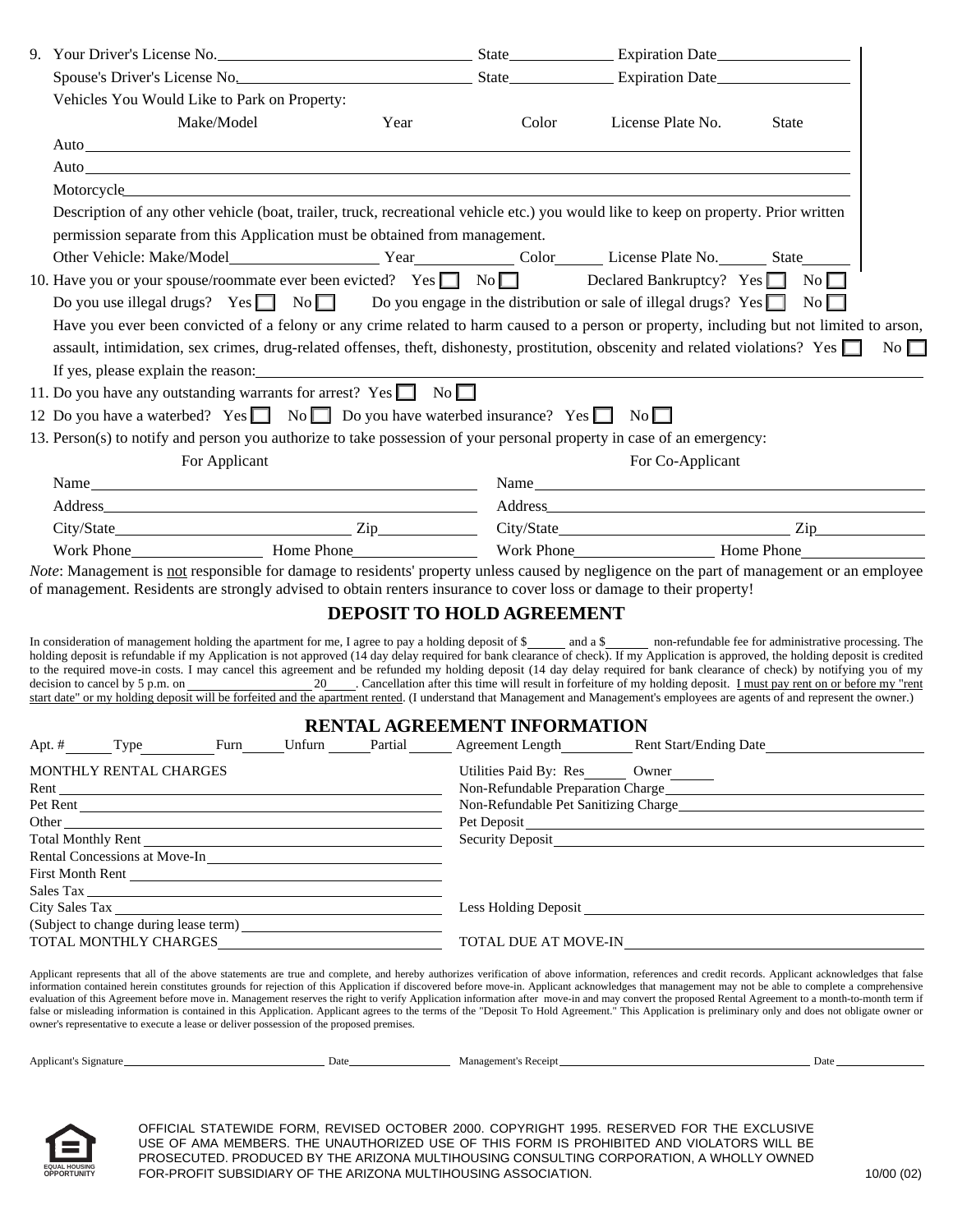9. Your Driver's License No.\_\_\_\_\_\_\_\_\_\_ State\_\_\_\_\_\_ Expiration Date\_\_\_\_\_\_\_\_

   Spouse's Driver's License No.\_\_\_\_\_\_\_\_\_\_ State\_\_\_\_\_\_ Expiration Date\_\_\_\_\_\_\_\_

   Vehicles You Would Like to Park on Property:

| | Make/Model | Year | Color | License Plate No. | State |
|---|---|---|---|---|---|
| Auto | | | | | |
| Auto | | | | | |
| Motorcycle | | | | | |

   Description of any other vehicle (boat, trailer, truck, recreational vehicle etc.) you would like to keep on property. Prior written permission separate from this Application must be obtained from management.

   Other Vehicle: Make/Model\_\_\_\_\_\_\_\_ Year\_\_\_\_\_\_ Color\_\_\_\_\_\_ License Plate No.\_\_\_\_\_\_ State\_\_\_\_\_\_

10. Have you or your spouse/roommate ever been evicted? Yes ☐ No ☐ Declared Bankruptcy? Yes ☐ No ☐

    Do you use illegal drugs? Yes ☐ No ☐ Do you engage in the distribution or sale of illegal drugs? Yes ☐ No ☐

    Have you ever been convicted of a felony or any crime related to harm caused to a person or property, including but not limited to arson, assault, intimidation, sex crimes, drug-related offenses, theft, dishonesty, prostitution, obscenity and related violations? Yes ☐ No ☐

    If yes, please explain the reason:\_\_\_\_\_\_\_\_\_\_

11. Do you have any outstanding warrants for arrest? Yes ☐ No ☐

12 Do you have a waterbed? Yes ☐ No ☐ Do you have waterbed insurance? Yes ☐ No ☐

13. Person(s) to notify and person you authorize to take possession of your personal property in case of an emergency:

| For Applicant | For Co-Applicant |
|---|---|
| Name\_\_\_\_\_\_\_\_\_\_ | Name\_\_\_\_\_\_\_\_\_\_ |
| Address\_\_\_\_\_\_\_\_\_\_ | Address\_\_\_\_\_\_\_\_\_\_ |
| City/State\_\_\_\_\_\_\_\_ Zip\_\_\_\_\_\_ | City/State\_\_\_\_\_\_\_\_ Zip\_\_\_\_\_\_ |
| Work Phone\_\_\_\_\_\_ Home Phone\_\_\_\_\_\_ | Work Phone\_\_\_\_\_\_ Home Phone\_\_\_\_\_\_ |

*Note*: Management is not responsible for damage to residents' property unless caused by negligence on the part of management or an employee of management. Residents are strongly advised to obtain renters insurance to cover loss or damage to their property!

## DEPOSIT TO HOLD AGREEMENT

In consideration of management holding the apartment for me, I agree to pay a holding deposit of $\_\_\_\_\_ and a $\_\_\_\_\_ non-refundable fee for administrative processing. The holding deposit is refundable if my Application is not approved (14 day delay required for bank clearance of check). If my Application is approved, the holding deposit is credited to the required move-in costs. I may cancel this agreement and be refunded my holding deposit (14 day delay required for bank clearance of check) by notifying you of my decision to cancel by 5 p.m. on \_\_\_\_\_\_\_\_\_\_ 20\_\_\_\_. Cancellation after this time will result in forfeiture of my holding deposit. I must pay rent on or before my "rent start date" or my holding deposit will be forfeited and the apartment rented. (I understand that Management and Management's employees are agents of and represent the owner.)

## RENTAL AGREEMENT INFORMATION

Apt. #\_\_\_\_\_ Type\_\_\_\_\_ Furn\_\_\_\_\_ Unfurn\_\_\_\_\_ Partial\_\_\_\_\_ Agreement Length\_\_\_\_\_ Rent Start/Ending Date\_\_\_\_\_\_\_\_

| MONTHLY RENTAL CHARGES | |
|---|---|
| Rent | Utilities Paid By: Res\_\_\_\_\_ Owner\_\_\_\_\_ |
| Pet Rent | Non-Refundable Preparation Charge |
| Other | Non-Refundable Pet Sanitizing Charge |
| Total Monthly Rent | Pet Deposit |
| Rental Concessions at Move-In | Security Deposit |
| First Month Rent | |
| Sales Tax | |
| City Sales Tax | Less Holding Deposit |
| (Subject to change during lease term) | |
| TOTAL MONTHLY CHARGES | TOTAL DUE AT MOVE-IN |

Applicant represents that all of the above statements are true and complete, and hereby authorizes verification of above information, references and credit records. Applicant acknowledges that false information contained herein constitutes grounds for rejection of this Application if discovered before move-in. Applicant acknowledges that management may not be able to complete a comprehensive evaluation of this Agreement before move in. Management reserves the right to verify Application information after move-in and may convert the proposed Rental Agreement to a month-to-month term if false or misleading information is contained in this Application. Applicant agrees to the terms of the "Deposit To Hold Agreement." This Application is preliminary only and does not obligate owner or owner's representative to execute a lease or deliver possession of the proposed premises.

Applicant's Signature\_\_\_\_\_\_\_\_\_\_ Date\_\_\_\_\_\_ Management's Receipt\_\_\_\_\_\_\_\_\_\_ Date\_\_\_\_\_\_

EQUAL HOUSING OPPORTUNITY

OFFICIAL STATEWIDE FORM, REVISED OCTOBER 2000. COPYRIGHT 1995. RESERVED FOR THE EXCLUSIVE USE OF AMA MEMBERS. THE UNAUTHORIZED USE OF THIS FORM IS PROHIBITED AND VIOLATORS WILL BE PROSECUTED. PRODUCED BY THE ARIZONA MULTIHOUSING CONSULTING CORPORATION, A WHOLLY OWNED FOR-PROFIT SUBSIDIARY OF THE ARIZONA MULTIHOUSING ASSOCIATION.

10/00 (02)